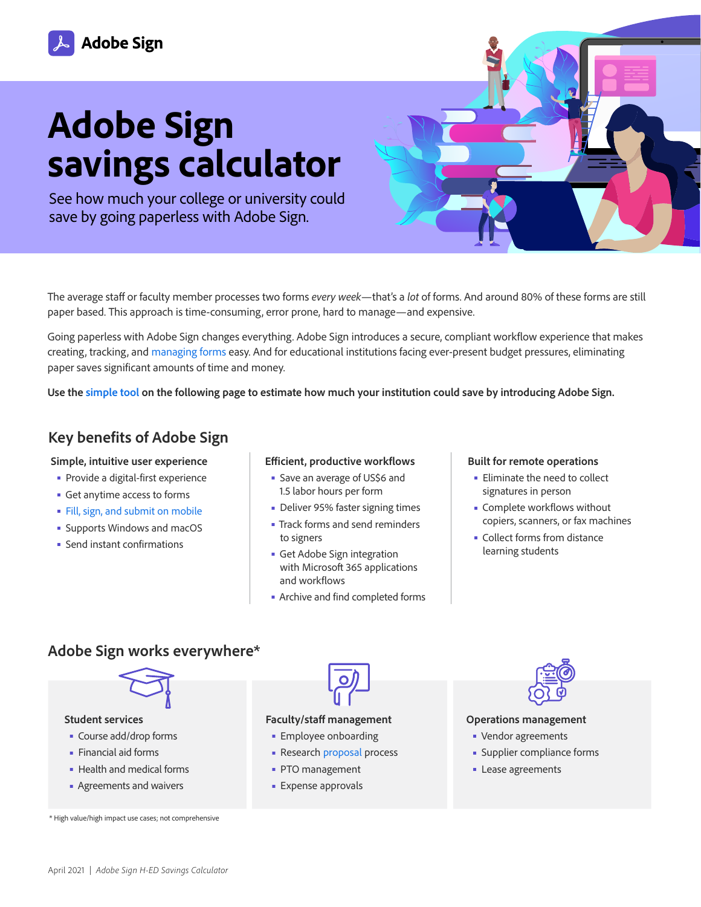Adobe Sign

# Adobe Sign savings calculator

See how much your college or university could save by going paperless with Adobe Sign.

The average staff or faculty member processes two forms *every week*—that's a *lot* of forms. And around 80% of these forms are still paper based. This approach is time-consuming, error prone, hard to manage—and expensive.

Going paperless with Adobe Sign changes everything. Adobe Sign introduces a secure, compliant workflow experience that makes creating, tracking, and managing forms easy. And for educational institutions facing ever-present budget pressures, eliminating paper saves significant amounts of time and money.

**Use the simple tool on the following page to estimate how much your institution could save by introducing Adobe Sign.**

## Key benefits of Adobe Sign

### Simple, intuitive user experience

- Provide a digital-first experience
- Get anytime access to forms
- Fill, sign, and submit on mobile
- Supports Windows and macOS
- Send instant confirmations

### Efficient, productive workflows

- Save an average of US$6 and 1.5 labor hours per form
- Deliver 95% faster signing times
- Track forms and send reminders to signers
- Get Adobe Sign integration with Microsoft 365 applications and workflows
- Archive and find completed forms

### Built for remote operations

- Eliminate the need to collect signatures in person
- Complete workflows without copiers, scanners, or fax machines
- Collect forms from distance learning students

## Adobe Sign works everywhere*

### Student services

- Course add/drop forms
- Financial aid forms
- Health and medical forms
- Agreements and waivers

### Faculty/staff management

- Employee onboarding
- Research proposal process
- PTO management
- Expense approvals

### Operations management

- Vendor agreements
- Supplier compliance forms
- Lease agreements

\* High value/high impact use cases; not comprehensive

April 2021 | *Adobe Sign H-ED Savings Calculator*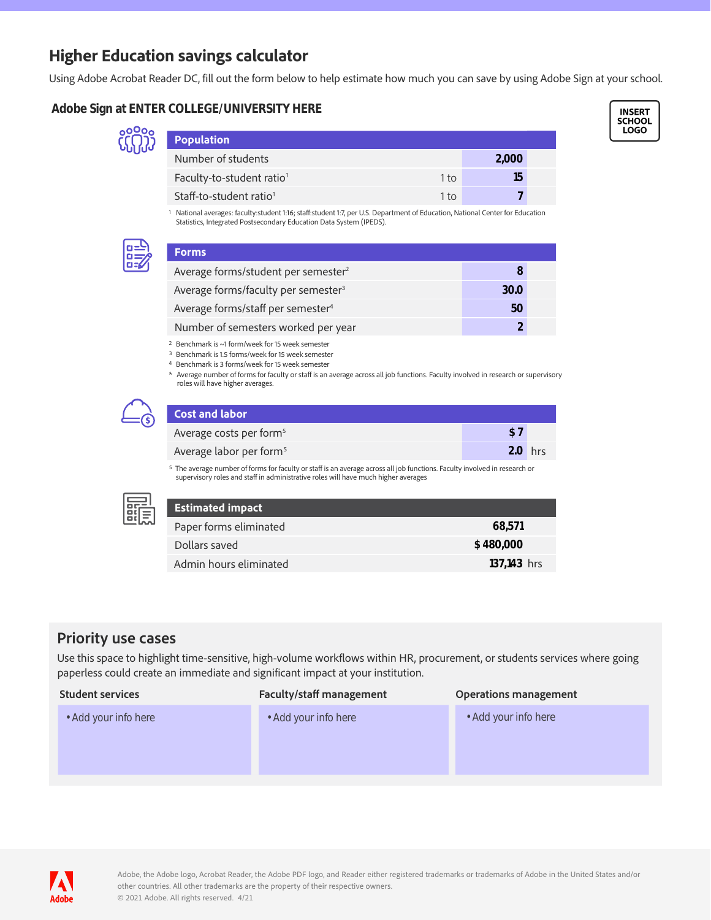# Higher Education savings calculator

Using Adobe Acrobat Reader DC, fill out the form below to help estimate how much you can save by using Adobe Sign at your school.

## Adobe Sign at ENTER COLLEGE/UNIVERSITY HERE

INSERT SCHOOL LOGO

| Population | | |
|---|---|---|
| Number of students | | 2,000 |
| Faculty-to-student ratio[1] | 1 to | 15 |
| Staff-to-student ratio[1] | 1 to | 7 |

[1] National averages: faculty:student 1:16; staff:student 1:7, per U.S. Department of Education, National Center for Education Statistics, Integrated Postsecondary Education Data System (IPEDS).

| Forms | |
|---|---|
| Average forms/student per semester[2] | 8 |
| Average forms/faculty per semester[3] | 30.0 |
| Average forms/staff per semester[4] | 50 |
| Number of semesters worked per year | 2 |

[2] Benchmark is ~1 form/week for 15 week semester
[3] Benchmark is 1.5 forms/week for 15 week semester
[4] Benchmark is 3 forms/week for 15 week semester
* Average number of forms for faculty or staff is an average across all job functions. Faculty involved in research or supervisory roles will have higher averages.

| Cost and labor | | |
|---|---|---|
| Average costs per form[5] | $ 7 | |
| Average labor per form[5] | 2.0 | hrs |

[5] The average number of forms for faculty or staff is an average across all job functions. Faculty involved in research or supervisory roles and staff in administrative roles will have much higher averages

| Estimated impact | | |
|---|---|---|
| Paper forms eliminated | 68,571 | |
| Dollars saved | $ 480,000 | |
| Admin hours eliminated | 137,143 | hrs |

## Priority use cases

Use this space to highlight time-sensitive, high-volume workflows within HR, procurement, or students services where going paperless could create an immediate and significant impact at your institution.

| Student services | Faculty/staff management | Operations management |
|---|---|---|
| • Add your info here | • Add your info here | • Add your info here |

Adobe, the Adobe logo, Acrobat Reader, the Adobe PDF logo, and Reader either registered trademarks or trademarks of Adobe in the United States and/or other countries. All other trademarks are the property of their respective owners.
© 2021 Adobe. All rights reserved. 4/21